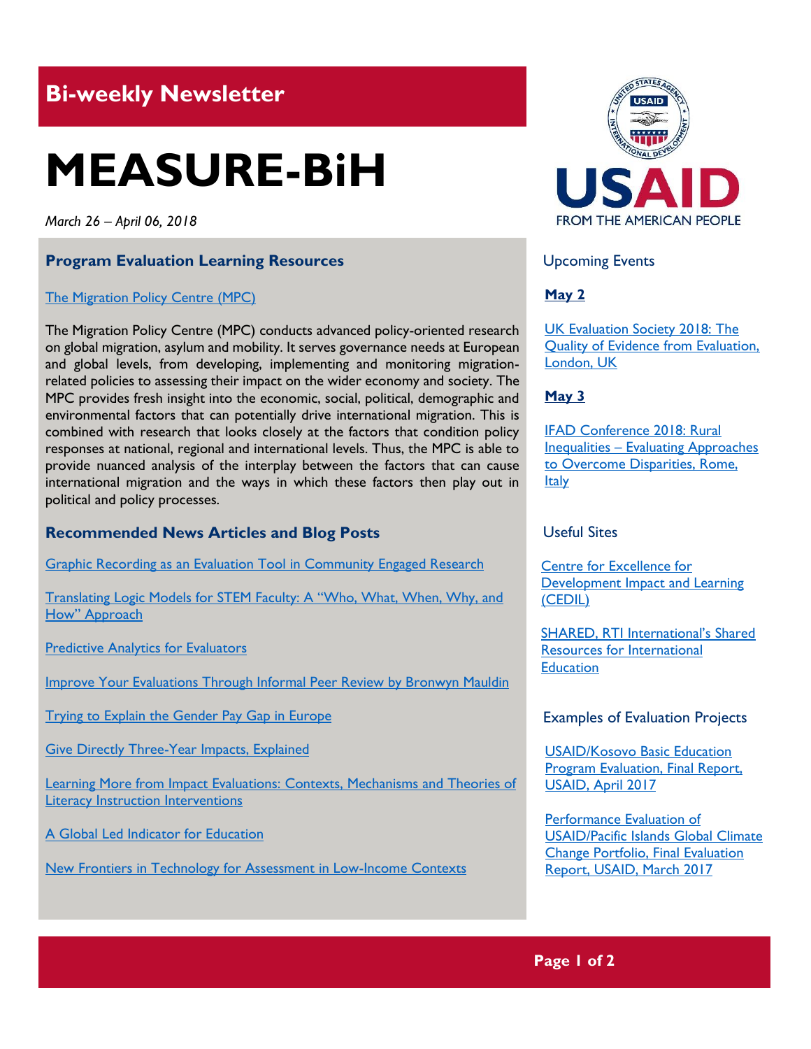## Bi-weekly Newsletter

# MEASURE-BiH

*March 26 – April 06, 2018*

### Program Evaluation Learning Resources

The Migration Policy Centre (MPC)

The Migration Policy Centre (MPC) conducts advanced policy-oriented research on global migration, asylum and mobility. It serves governance needs at European and global levels, from developing, implementing and monitoring migration-related policies to assessing their impact on the wider economy and society. The MPC provides fresh insight into the economic, social, political, demographic and environmental factors that can potentially drive international migration. This is combined with research that looks closely at the factors that condition policy responses at national, regional and international levels. Thus, the MPC is able to provide nuanced analysis of the interplay between the factors that can cause international migration and the ways in which these factors then play out in political and policy processes.

### Recommended News Articles and Blog Posts

Graphic Recording as an Evaluation Tool in Community Engaged Research

Translating Logic Models for STEM Faculty: A "Who, What, When, Why, and How" Approach

Predictive Analytics for Evaluators

Improve Your Evaluations Through Informal Peer Review by Bronwyn Mauldin

Trying to Explain the Gender Pay Gap in Europe

Give Directly Three-Year Impacts, Explained

Learning More from Impact Evaluations: Contexts, Mechanisms and Theories of Literacy Instruction Interventions

A Global Led Indicator for Education

New Frontiers in Technology for Assessment in Low-Income Contexts

### Upcoming Events

**May 2**

UK Evaluation Society 2018: The Quality of Evidence from Evaluation, London, UK

**May 3**

IFAD Conference 2018: Rural Inequalities – Evaluating Approaches to Overcome Disparities, Rome, Italy

### Useful Sites

Centre for Excellence for Development Impact and Learning (CEDIL)

SHARED, RTI International's Shared Resources for International Education

### Examples of Evaluation Projects

USAID/Kosovo Basic Education Program Evaluation, Final Report, USAID, April 2017

Performance Evaluation of USAID/Pacific Islands Global Climate Change Portfolio, Final Evaluation Report, USAID, March 2017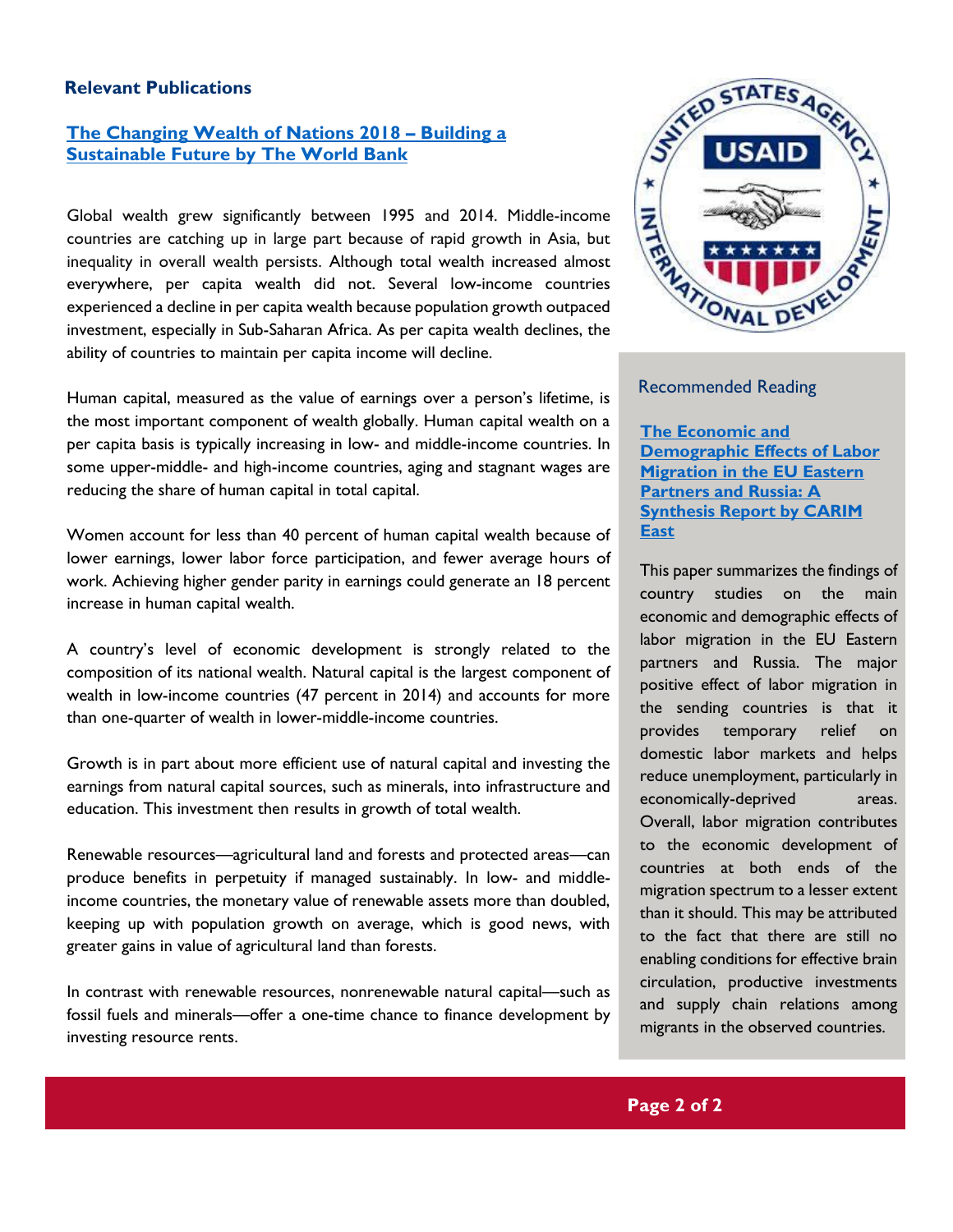## Relevant Publications

### The Changing Wealth of Nations 2018 – Building a Sustainable Future by The World Bank

Global wealth grew significantly between 1995 and 2014. Middle-income countries are catching up in large part because of rapid growth in Asia, but inequality in overall wealth persists. Although total wealth increased almost everywhere, per capita wealth did not. Several low-income countries experienced a decline in per capita wealth because population growth outpaced investment, especially in Sub-Saharan Africa. As per capita wealth declines, the ability of countries to maintain per capita income will decline.

Human capital, measured as the value of earnings over a person's lifetime, is the most important component of wealth globally. Human capital wealth on a per capita basis is typically increasing in low- and middle-income countries. In some upper-middle- and high-income countries, aging and stagnant wages are reducing the share of human capital in total capital.

Women account for less than 40 percent of human capital wealth because of lower earnings, lower labor force participation, and fewer average hours of work. Achieving higher gender parity in earnings could generate an 18 percent increase in human capital wealth.

A country's level of economic development is strongly related to the composition of its national wealth. Natural capital is the largest component of wealth in low-income countries (47 percent in 2014) and accounts for more than one-quarter of wealth in lower-middle-income countries.

Growth is in part about more efficient use of natural capital and investing the earnings from natural capital sources, such as minerals, into infrastructure and education. This investment then results in growth of total wealth.

Renewable resources—agricultural land and forests and protected areas—can produce benefits in perpetuity if managed sustainably. In low- and middle-income countries, the monetary value of renewable assets more than doubled, keeping up with population growth on average, which is good news, with greater gains in value of agricultural land than forests.

In contrast with renewable resources, nonrenewable natural capital—such as fossil fuels and minerals—offer a one-time chance to finance development by investing resource rents.

## Recommended Reading

### The Economic and Demographic Effects of Labor Migration in the EU Eastern Partners and Russia: A Synthesis Report by CARIM East

This paper summarizes the findings of country studies on the main economic and demographic effects of labor migration in the EU Eastern partners and Russia. The major positive effect of labor migration in the sending countries is that it provides temporary relief on domestic labor markets and helps reduce unemployment, particularly in economically-deprived areas. Overall, labor migration contributes to the economic development of countries at both ends of the migration spectrum to a lesser extent than it should. This may be attributed to the fact that there are still no enabling conditions for effective brain circulation, productive investments and supply chain relations among migrants in the observed countries.